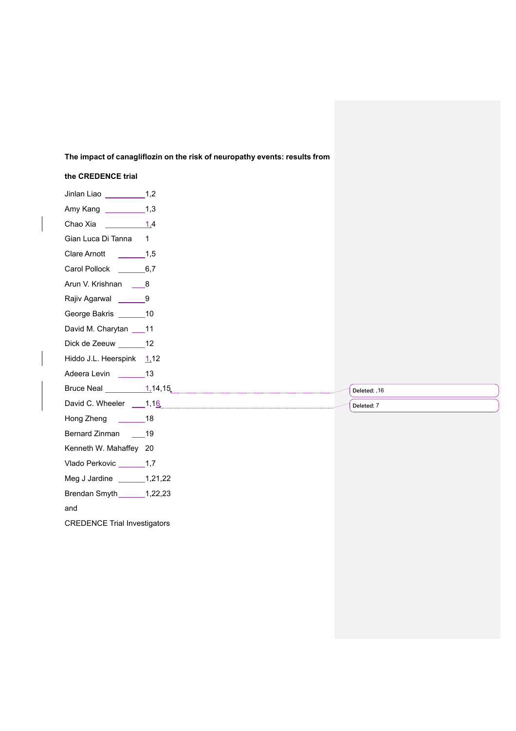**The impact of canagliflozin on the risk of neuropathy events: results from the CREDENCE trial**

Jinlan Liao [1,2]

Amy Kang [1,3]

Chao Xia [1,4]

Gian Luca Di Tanna [1]

Clare Arnott [1,5]

Carol Pollock [6,7]

Arun V. Krishnan [8]

Rajiv Agarwal [9]

George Bakris [10]

David M. Charytan [11]

Dick de Zeeuw [12]

Hiddo J.L. Heerspink [1,12]

Adeera Levin [13]

Bruce Neal [1,14,15]

David C. Wheeler [1,16]

Hong Zheng [18]

Bernard Zinman [19]

Kenneth W. Mahaffey [20]

Vlado Perkovic [1,7]

Meg J Jardine [1,21,22]

Brendan Smyth [1,22,23]

and

CREDENCE Trial Investigators

Deleted: ,16

Deleted: 7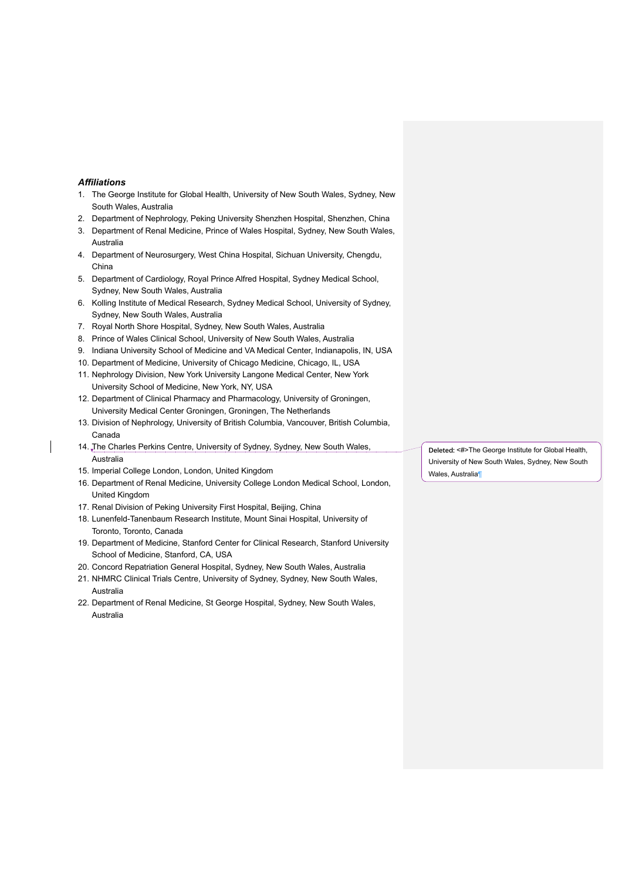***Affiliations***

1. The George Institute for Global Health, University of New South Wales, Sydney, New South Wales, Australia
2. Department of Nephrology, Peking University Shenzhen Hospital, Shenzhen, China
3. Department of Renal Medicine, Prince of Wales Hospital, Sydney, New South Wales, Australia
4. Department of Neurosurgery, West China Hospital, Sichuan University, Chengdu, China
5. Department of Cardiology, Royal Prince Alfred Hospital, Sydney Medical School, Sydney, New South Wales, Australia
6. Kolling Institute of Medical Research, Sydney Medical School, University of Sydney, Sydney, New South Wales, Australia
7. Royal North Shore Hospital, Sydney, New South Wales, Australia
8. Prince of Wales Clinical School, University of New South Wales, Australia
9. Indiana University School of Medicine and VA Medical Center, Indianapolis, IN, USA
10. Department of Medicine, University of Chicago Medicine, Chicago, IL, USA
11. Nephrology Division, New York University Langone Medical Center, New York University School of Medicine, New York, NY, USA
12. Department of Clinical Pharmacy and Pharmacology, University of Groningen, University Medical Center Groningen, Groningen, The Netherlands
13. Division of Nephrology, University of British Columbia, Vancouver, British Columbia, Canada
14. The Charles Perkins Centre, University of Sydney, Sydney, New South Wales, Australia
15. Imperial College London, London, United Kingdom
16. Department of Renal Medicine, University College London Medical School, London, United Kingdom
17. Renal Division of Peking University First Hospital, Beijing, China
18. Lunenfeld-Tanenbaum Research Institute, Mount Sinai Hospital, University of Toronto, Toronto, Canada
19. Department of Medicine, Stanford Center for Clinical Research, Stanford University School of Medicine, Stanford, CA, USA
20. Concord Repatriation General Hospital, Sydney, New South Wales, Australia
21. NHMRC Clinical Trials Centre, University of Sydney, Sydney, New South Wales, Australia
22. Department of Renal Medicine, St George Hospital, Sydney, New South Wales, Australia

**Deleted:** <#>The George Institute for Global Health, University of New South Wales, Sydney, New South Wales, Australia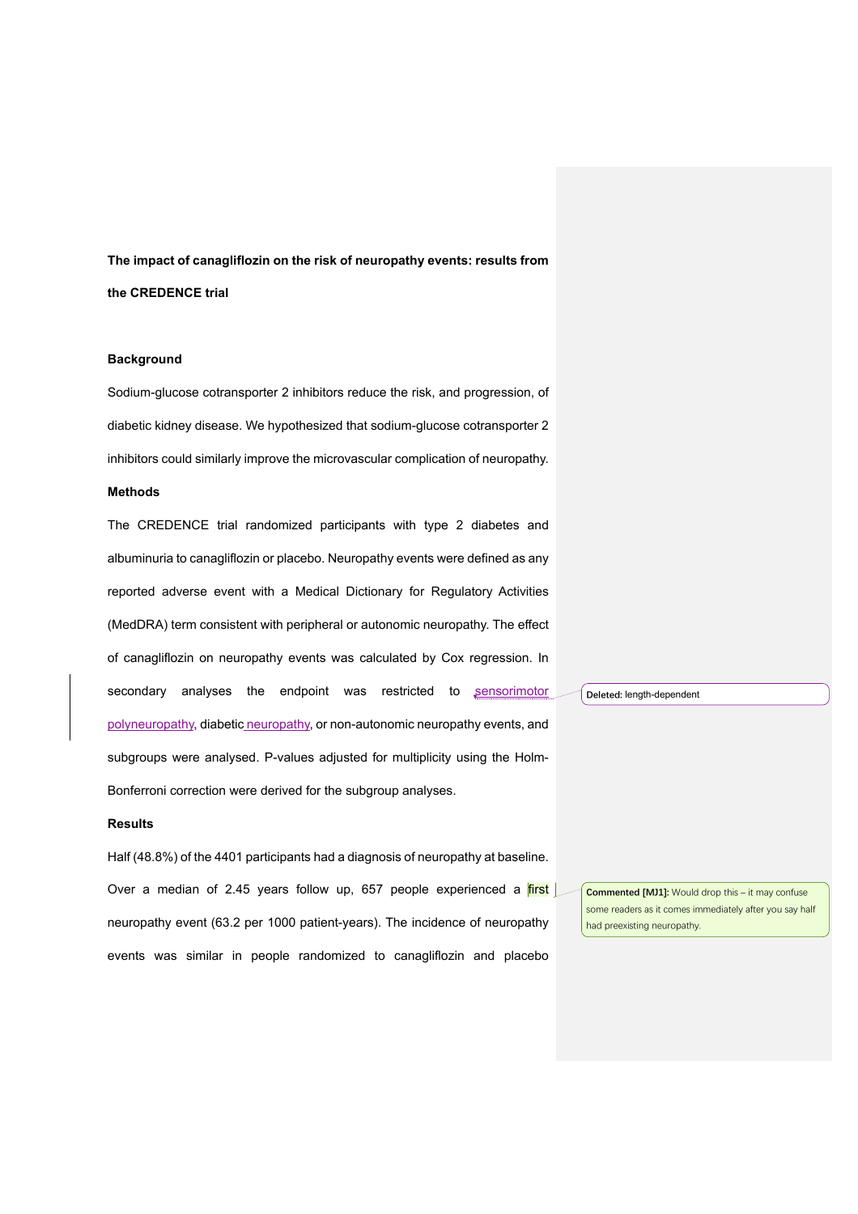**The impact of canagliflozin on the risk of neuropathy events: results from the CREDENCE trial**

**Background**

Sodium-glucose cotransporter 2 inhibitors reduce the risk, and progression, of diabetic kidney disease. We hypothesized that sodium-glucose cotransporter 2 inhibitors could similarly improve the microvascular complication of neuropathy.

**Methods**

The CREDENCE trial randomized participants with type 2 diabetes and albuminuria to canagliflozin or placebo. Neuropathy events were defined as any reported adverse event with a Medical Dictionary for Regulatory Activities (MedDRA) term consistent with peripheral or autonomic neuropathy. The effect of canagliflozin on neuropathy events was calculated by Cox regression. In secondary analyses the endpoint was restricted to sensorimotor polyneuropathy, diabetic neuropathy, or non-autonomic neuropathy events, and subgroups were analysed. P-values adjusted for multiplicity using the Holm-Bonferroni correction were derived for the subgroup analyses.

**Results**

Half (48.8%) of the 4401 participants had a diagnosis of neuropathy at baseline. Over a median of 2.45 years follow up, 657 people experienced a first neuropathy event (63.2 per 1000 patient-years). The incidence of neuropathy events was similar in people randomized to canagliflozin and placebo

Deleted: length-dependent

Commented [MJ1]: Would drop this – it may confuse some readers as it comes immediately after you say half had preexisting neuropathy.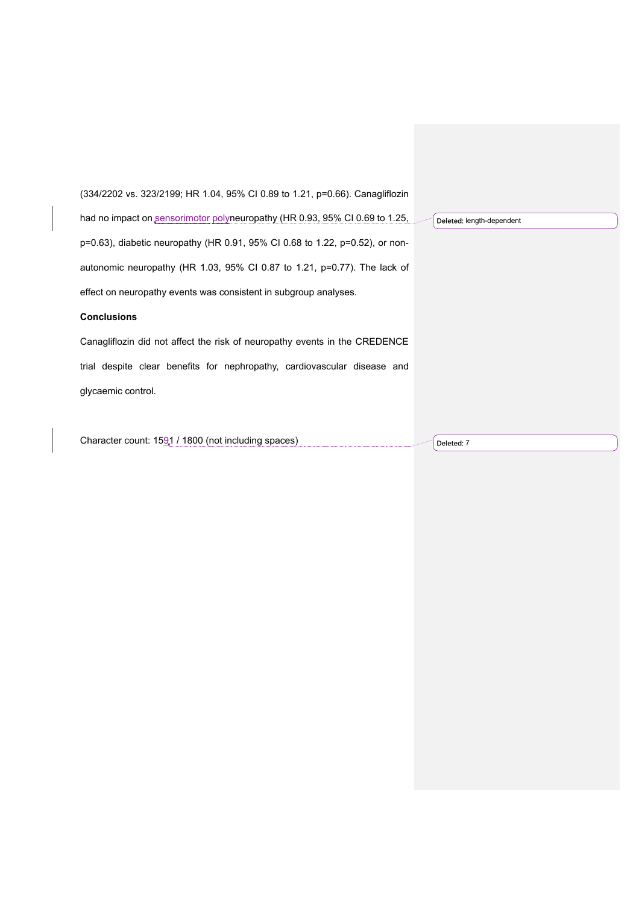(334/2202 vs. 323/2199; HR 1.04, 95% CI 0.89 to 1.21, p=0.66). Canagliflozin had no impact on sensorimotor polyneuropathy (HR 0.93, 95% CI 0.69 to 1.25, p=0.63), diabetic neuropathy (HR 0.91, 95% CI 0.68 to 1.22, p=0.52), or non-autonomic neuropathy (HR 1.03, 95% CI 0.87 to 1.21, p=0.77). The lack of effect on neuropathy events was consistent in subgroup analyses.

**Conclusions**

Canagliflozin did not affect the risk of neuropathy events in the CREDENCE trial despite clear benefits for nephropathy, cardiovascular disease and glycaemic control.

Character count: 1591 / 1800 (not including spaces)